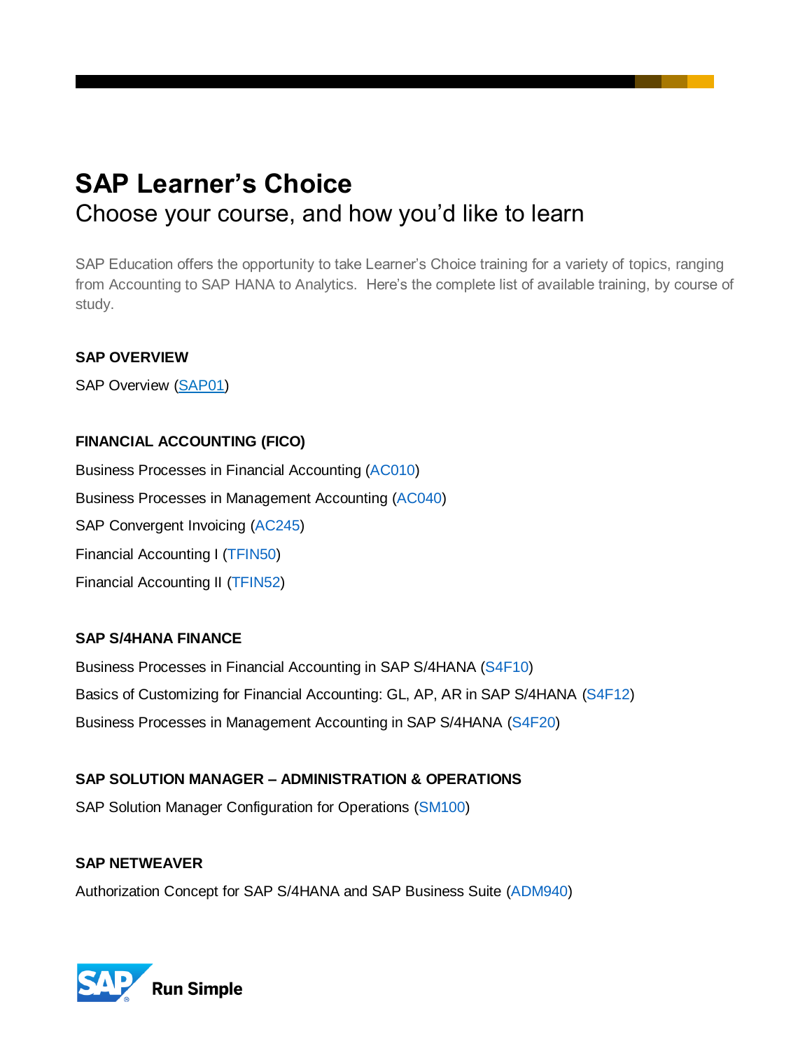# SAP Learner's Choice

## Choose your course, and how you'd like to learn

SAP Education offers the opportunity to take Learner's Choice training for a variety of topics, ranging from Accounting to SAP HANA to Analytics. Here's the complete list of available training, by course of study.

**SAP OVERVIEW**

SAP Overview (SAP01)

**FINANCIAL ACCOUNTING (FICO)**

Business Processes in Financial Accounting (AC010)

Business Processes in Management Accounting (AC040)

SAP Convergent Invoicing (AC245)

Financial Accounting I (TFIN50)

Financial Accounting II (TFIN52)

**SAP S/4HANA FINANCE**

Business Processes in Financial Accounting in SAP S/4HANA (S4F10)

Basics of Customizing for Financial Accounting: GL, AP, AR in SAP S/4HANA (S4F12)

Business Processes in Management Accounting in SAP S/4HANA (S4F20)

**SAP SOLUTION MANAGER – ADMINISTRATION & OPERATIONS**

SAP Solution Manager Configuration for Operations (SM100)

**SAP NETWEAVER**

Authorization Concept for SAP S/4HANA and SAP Business Suite (ADM940)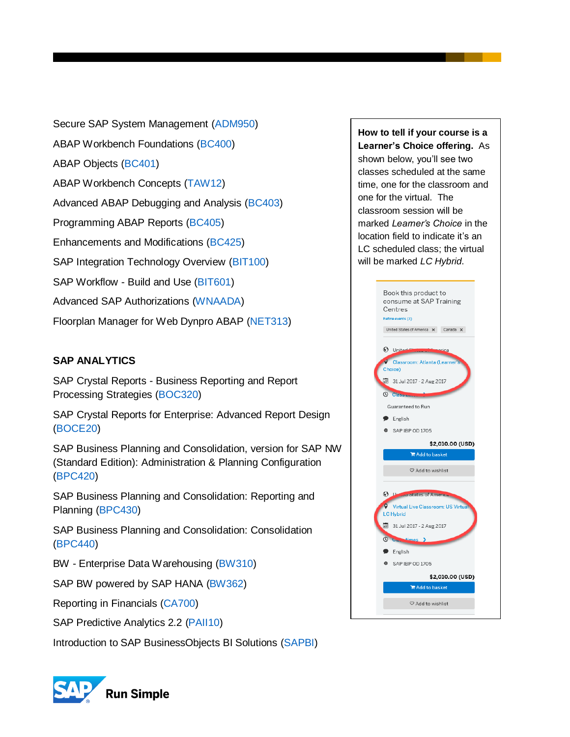Secure SAP System Management (ADM950)

ABAP Workbench Foundations (BC400)

ABAP Objects (BC401)

ABAP Workbench Concepts (TAW12)

Advanced ABAP Debugging and Analysis (BC403)

Programming ABAP Reports (BC405)

Enhancements and Modifications (BC425)

SAP Integration Technology Overview (BIT100)

SAP Workflow - Build and Use (BIT601)

Advanced SAP Authorizations (WNAADA)

Floorplan Manager for Web Dynpro ABAP (NET313)

**SAP ANALYTICS**

SAP Crystal Reports - Business Reporting and Report Processing Strategies (BOC320)

SAP Crystal Reports for Enterprise: Advanced Report Design (BOCE20)

SAP Business Planning and Consolidation, version for SAP NW (Standard Edition): Administration & Planning Configuration (BPC420)

SAP Business Planning and Consolidation: Reporting and Planning (BPC430)

SAP Business Planning and Consolidation: Consolidation (BPC440)

BW - Enterprise Data Warehousing (BW310)

SAP BW powered by SAP HANA (BW362)

Reporting in Financials (CA700)

SAP Predictive Analytics 2.2 (PAII10)

Introduction to SAP BusinessObjects BI Solutions (SAPBI)

**How to tell if your course is a Learner's Choice offering.** As shown below, you'll see two classes scheduled at the same time, one for the classroom and one for the virtual. The classroom session will be marked *Learner's Choice* in the location field to indicate it's an LC scheduled class; the virtual will be marked *LC Hybrid*.

Book this product to consume at SAP Training Centres

Refine events (3)

United States of America × Canada ×

United States of America
Classroom: Atlanta (Learner's Choice)
31 Jul 2017 - 2 Aug 2017
Class times
Guaranteed to Run
English
SAP IBP OD 1705
$2,010.00 (USD)
Add to basket
Add to wishlist

United States of America
Virtual Live Classroom: US Virtual LC Hybrid
31 Jul 2017 - 2 Aug 2017
Class times
English
SAP IBP OD 1705
$2,010.00 (USD)
Add to basket
Add to wishlist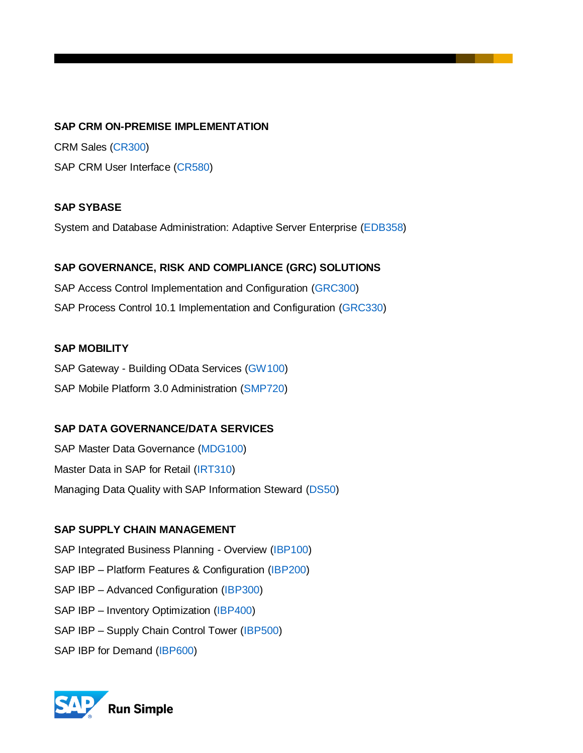**SAP CRM ON-PREMISE IMPLEMENTATION**

CRM Sales (CR300)

SAP CRM User Interface (CR580)

**SAP SYBASE**

System and Database Administration: Adaptive Server Enterprise (EDB358)

**SAP GOVERNANCE, RISK AND COMPLIANCE (GRC) SOLUTIONS**

SAP Access Control Implementation and Configuration (GRC300)

SAP Process Control 10.1 Implementation and Configuration (GRC330)

**SAP MOBILITY**

SAP Gateway - Building OData Services (GW100)

SAP Mobile Platform 3.0 Administration (SMP720)

**SAP DATA GOVERNANCE/DATA SERVICES**

SAP Master Data Governance (MDG100)

Master Data in SAP for Retail (IRT310)

Managing Data Quality with SAP Information Steward (DS50)

**SAP SUPPLY CHAIN MANAGEMENT**

SAP Integrated Business Planning - Overview (IBP100)

SAP IBP – Platform Features & Configuration (IBP200)

SAP IBP – Advanced Configuration (IBP300)

SAP IBP – Inventory Optimization (IBP400)

SAP IBP – Supply Chain Control Tower (IBP500)

SAP IBP for Demand (IBP600)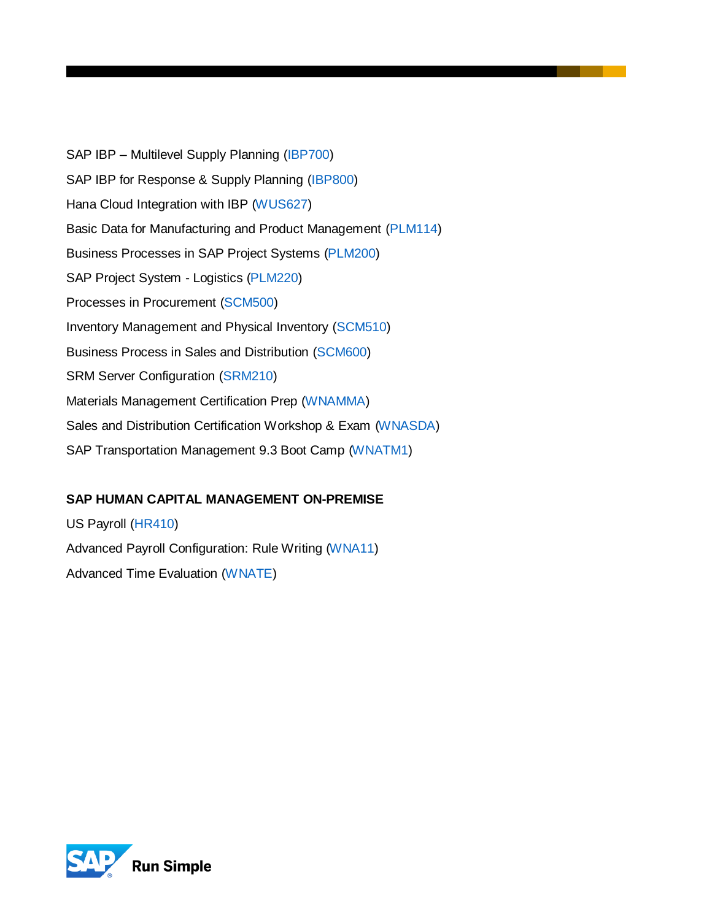SAP IBP – Multilevel Supply Planning (IBP700)

SAP IBP for Response & Supply Planning (IBP800)

Hana Cloud Integration with IBP (WUS627)

Basic Data for Manufacturing and Product Management (PLM114)

Business Processes in SAP Project Systems (PLM200)

SAP Project System - Logistics (PLM220)

Processes in Procurement (SCM500)

Inventory Management and Physical Inventory (SCM510)

Business Process in Sales and Distribution (SCM600)

SRM Server Configuration (SRM210)

Materials Management Certification Prep (WNAMMA)

Sales and Distribution Certification Workshop & Exam (WNASDA)

SAP Transportation Management 9.3 Boot Camp (WNATM1)

**SAP HUMAN CAPITAL MANAGEMENT ON-PREMISE**

US Payroll (HR410)

Advanced Payroll Configuration: Rule Writing (WNA11)

Advanced Time Evaluation (WNATE)